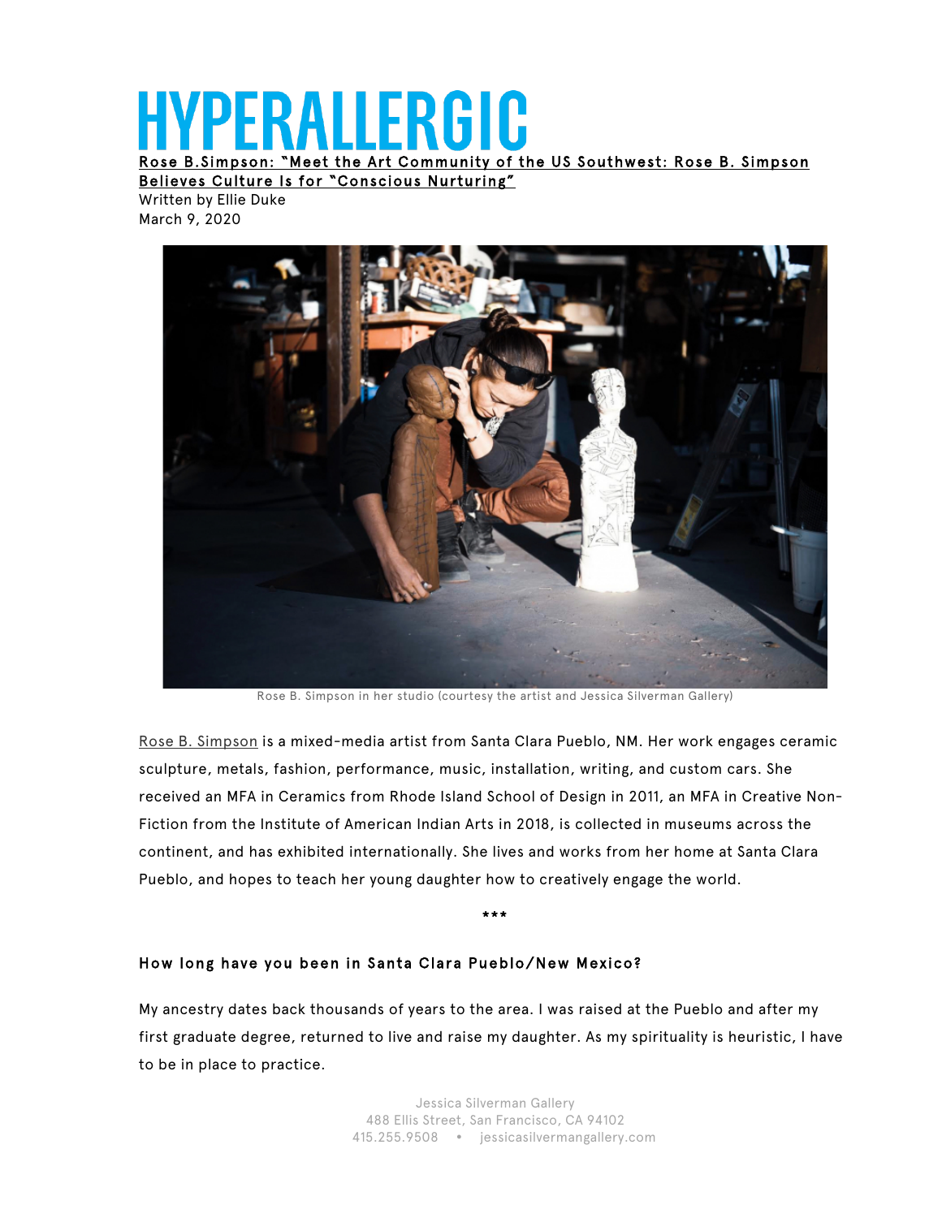# HYPERALLERGIC

**Rose B.Simpson: "Meet the Art Community of the US Southwest: Rose B. Simpson Believes Culture Is for "Conscious Nurturing"**

Written by Ellie Duke

March 9, 2020

Rose B. Simpson in her studio (courtesy the artist and Jessica Silverman Gallery)

Rose B. Simpson is a mixed-media artist from Santa Clara Pueblo, NM. Her work engages ceramic sculpture, metals, fashion, performance, music, installation, writing, and custom cars. She received an MFA in Ceramics from Rhode Island School of Design in 2011, an MFA in Creative Non-Fiction from the Institute of American Indian Arts in 2018, is collected in museums across the continent, and has exhibited internationally. She lives and works from her home at Santa Clara Pueblo, and hopes to teach her young daughter how to creatively engage the world.

***

**How long have you been in Santa Clara Pueblo/New Mexico?**

My ancestry dates back thousands of years to the area. I was raised at the Pueblo and after my first graduate degree, returned to live and raise my daughter. As my spirituality is heuristic, I have to be in place to practice.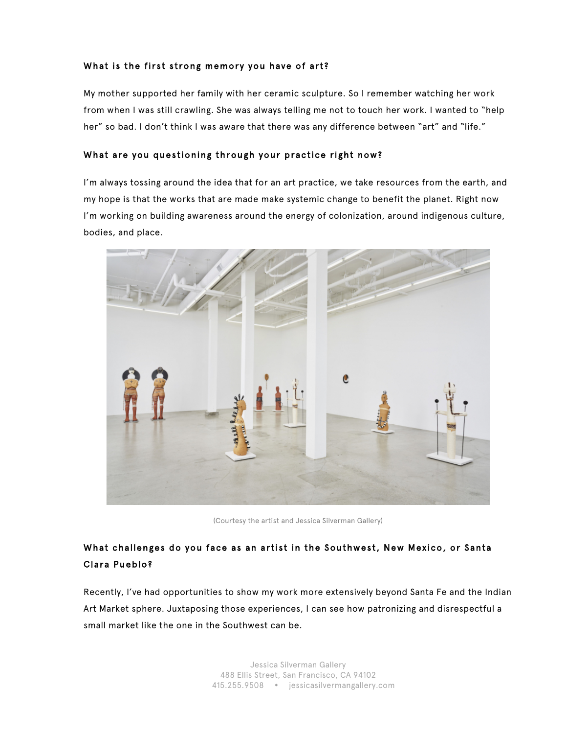**What is the first strong memory you have of art?**

My mother supported her family with her ceramic sculpture. So I remember watching her work from when I was still crawling. She was always telling me not to touch her work. I wanted to "help her" so bad. I don't think I was aware that there was any difference between "art" and "life."

**What are you questioning through your practice right now?**

I'm always tossing around the idea that for an art practice, we take resources from the earth, and my hope is that the works that are made make systemic change to benefit the planet. Right now I'm working on building awareness around the energy of colonization, around indigenous culture, bodies, and place.

(Courtesy the artist and Jessica Silverman Gallery)

**What challenges do you face as an artist in the Southwest, New Mexico, or Santa Clara Pueblo?**

Recently, I've had opportunities to show my work more extensively beyond Santa Fe and the Indian Art Market sphere. Juxtaposing those experiences, I can see how patronizing and disrespectful a small market like the one in the Southwest can be.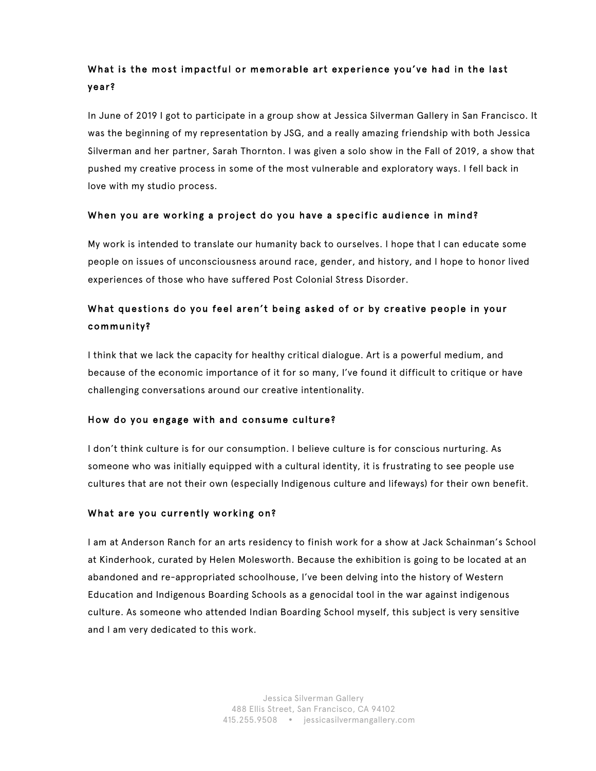### What is the most impactful or memorable art experience you've had in the last year?

In June of 2019 I got to participate in a group show at Jessica Silverman Gallery in San Francisco. It was the beginning of my representation by JSG, and a really amazing friendship with both Jessica Silverman and her partner, Sarah Thornton. I was given a solo show in the Fall of 2019, a show that pushed my creative process in some of the most vulnerable and exploratory ways. I fell back in love with my studio process.

### When you are working a project do you have a specific audience in mind?

My work is intended to translate our humanity back to ourselves. I hope that I can educate some people on issues of unconsciousness around race, gender, and history, and I hope to honor lived experiences of those who have suffered Post Colonial Stress Disorder.

### What questions do you feel aren't being asked of or by creative people in your community?

I think that we lack the capacity for healthy critical dialogue. Art is a powerful medium, and because of the economic importance of it for so many, I've found it difficult to critique or have challenging conversations around our creative intentionality.

### How do you engage with and consume culture?

I don't think culture is for our consumption. I believe culture is for conscious nurturing. As someone who was initially equipped with a cultural identity, it is frustrating to see people use cultures that are not their own (especially Indigenous culture and lifeways) for their own benefit.

### What are you currently working on?

I am at Anderson Ranch for an arts residency to finish work for a show at Jack Schainman's School at Kinderhook, curated by Helen Molesworth. Because the exhibition is going to be located at an abandoned and re-appropriated schoolhouse, I've been delving into the history of Western Education and Indigenous Boarding Schools as a genocidal tool in the war against indigenous culture. As someone who attended Indian Boarding School myself, this subject is very sensitive and I am very dedicated to this work.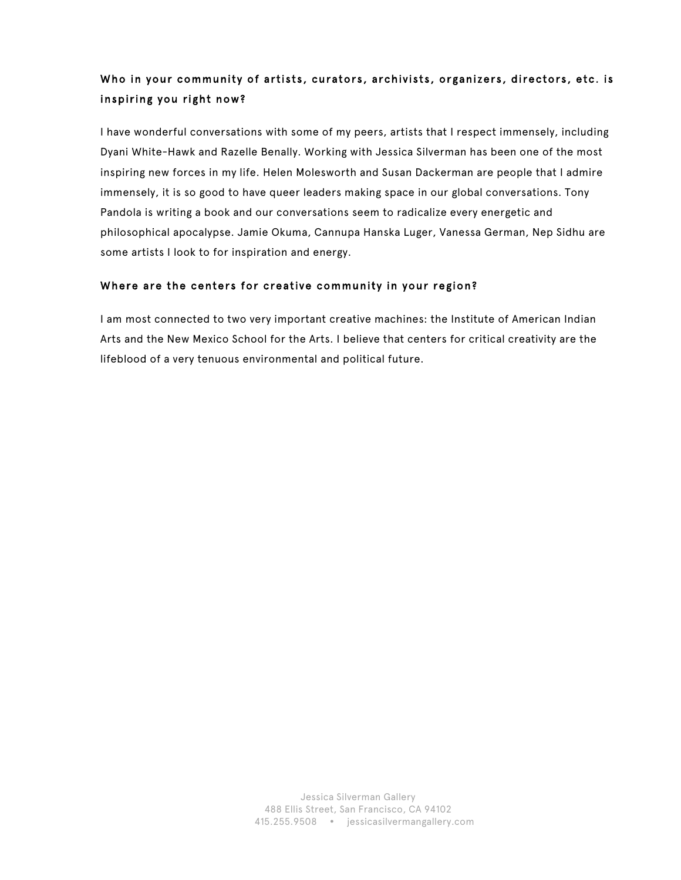### Who in your community of artists, curators, archivists, organizers, directors, etc. is inspiring you right now?

I have wonderful conversations with some of my peers, artists that I respect immensely, including Dyani White-Hawk and Razelle Benally. Working with Jessica Silverman has been one of the most inspiring new forces in my life. Helen Molesworth and Susan Dackerman are people that I admire immensely, it is so good to have queer leaders making space in our global conversations. Tony Pandola is writing a book and our conversations seem to radicalize every energetic and philosophical apocalypse. Jamie Okuma, Cannupa Hanska Luger, Vanessa German, Nep Sidhu are some artists I look to for inspiration and energy.

### Where are the centers for creative community in your region?

I am most connected to two very important creative machines: the Institute of American Indian Arts and the New Mexico School for the Arts. I believe that centers for critical creativity are the lifeblood of a very tenuous environmental and political future.